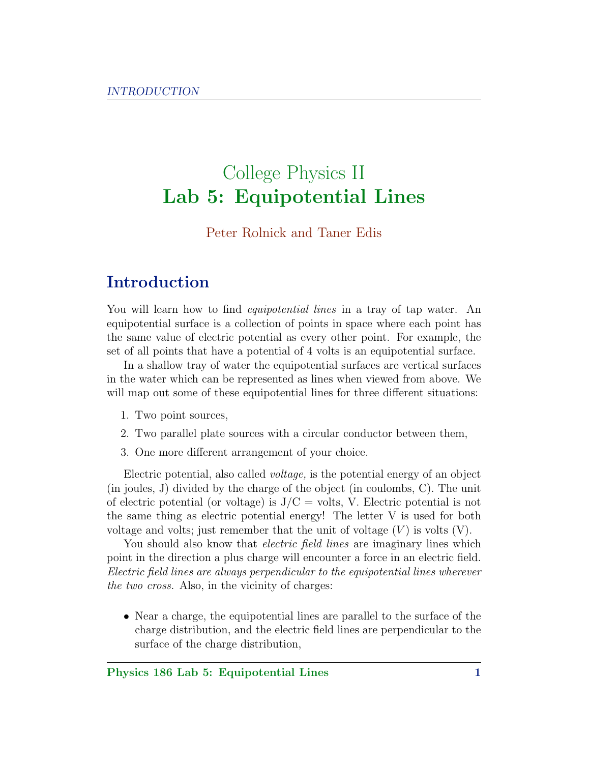# College Physics II
# **Lab 5: Equipotential Lines**

Peter Rolnick and Taner Edis

## Introduction

You will learn how to find *equipotential lines* in a tray of tap water. An equipotential surface is a collection of points in space where each point has the same value of electric potential as every other point. For example, the set of all points that have a potential of 4 volts is an equipotential surface.

In a shallow tray of water the equipotential surfaces are vertical surfaces in the water which can be represented as lines when viewed from above. We will map out some of these equipotential lines for three different situations:

1. Two point sources,
2. Two parallel plate sources with a circular conductor between them,
3. One more different arrangement of your choice.

Electric potential, also called *voltage,* is the potential energy of an object (in joules, J) divided by the charge of the object (in coulombs, C). The unit of electric potential (or voltage) is J/C = volts, V. Electric potential is not the same thing as electric potential energy! The letter V is used for both voltage and volts; just remember that the unit of voltage ($V$) is volts (V).

You should also know that *electric field lines* are imaginary lines which point in the direction a plus charge will encounter a force in an electric field. *Electric field lines are always perpendicular to the equipotential lines wherever the two cross.* Also, in the vicinity of charges:

- Near a charge, the equipotential lines are parallel to the surface of the charge distribution, and the electric field lines are perpendicular to the surface of the charge distribution,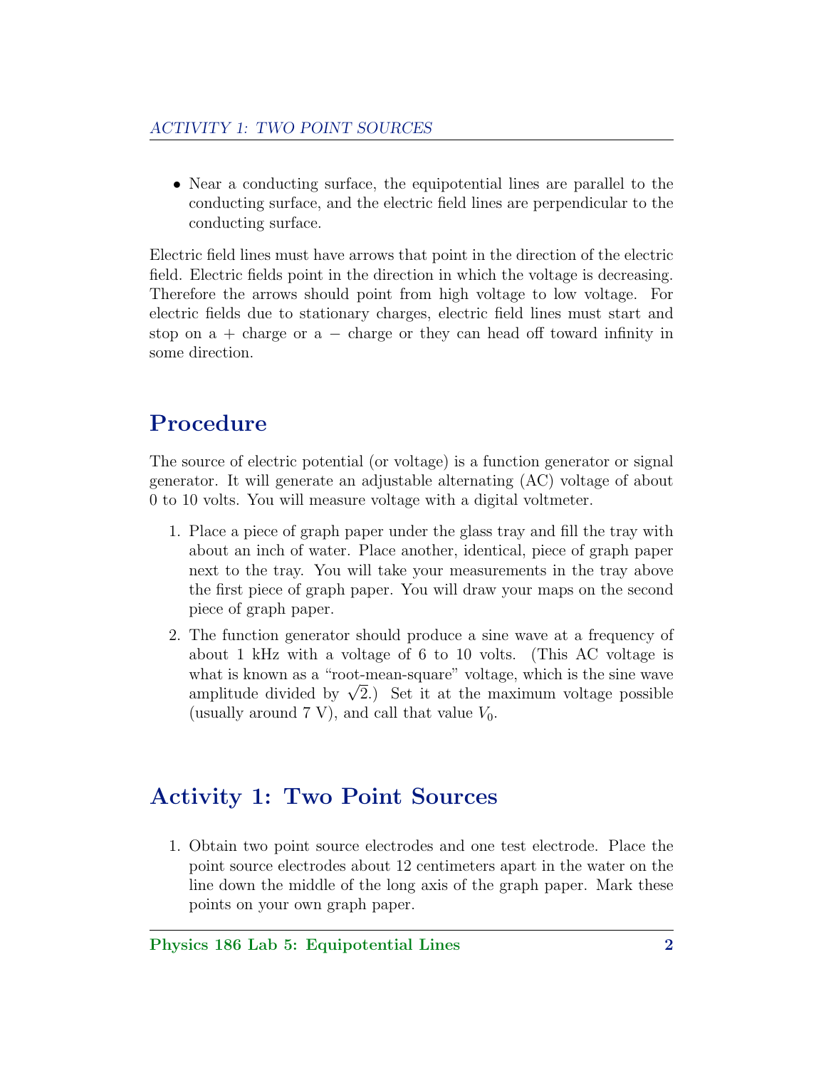- Near a conducting surface, the equipotential lines are parallel to the conducting surface, and the electric field lines are perpendicular to the conducting surface.

Electric field lines must have arrows that point in the direction of the electric field. Electric fields point in the direction in which the voltage is decreasing. Therefore the arrows should point from high voltage to low voltage. For electric fields due to stationary charges, electric field lines must start and stop on a + charge or a − charge or they can head off toward infinity in some direction.

## Procedure

The source of electric potential (or voltage) is a function generator or signal generator. It will generate an adjustable alternating (AC) voltage of about 0 to 10 volts. You will measure voltage with a digital voltmeter.

1. Place a piece of graph paper under the glass tray and fill the tray with about an inch of water. Place another, identical, piece of graph paper next to the tray. You will take your measurements in the tray above the first piece of graph paper. You will draw your maps on the second piece of graph paper.
2. The function generator should produce a sine wave at a frequency of about 1 kHz with a voltage of 6 to 10 volts. (This AC voltage is what is known as a "root-mean-square" voltage, which is the sine wave amplitude divided by $\sqrt{2}$.) Set it at the maximum voltage possible (usually around 7 V), and call that value $V_0$.

## Activity 1: Two Point Sources

1. Obtain two point source electrodes and one test electrode. Place the point source electrodes about 12 centimeters apart in the water on the line down the middle of the long axis of the graph paper. Mark these points on your own graph paper.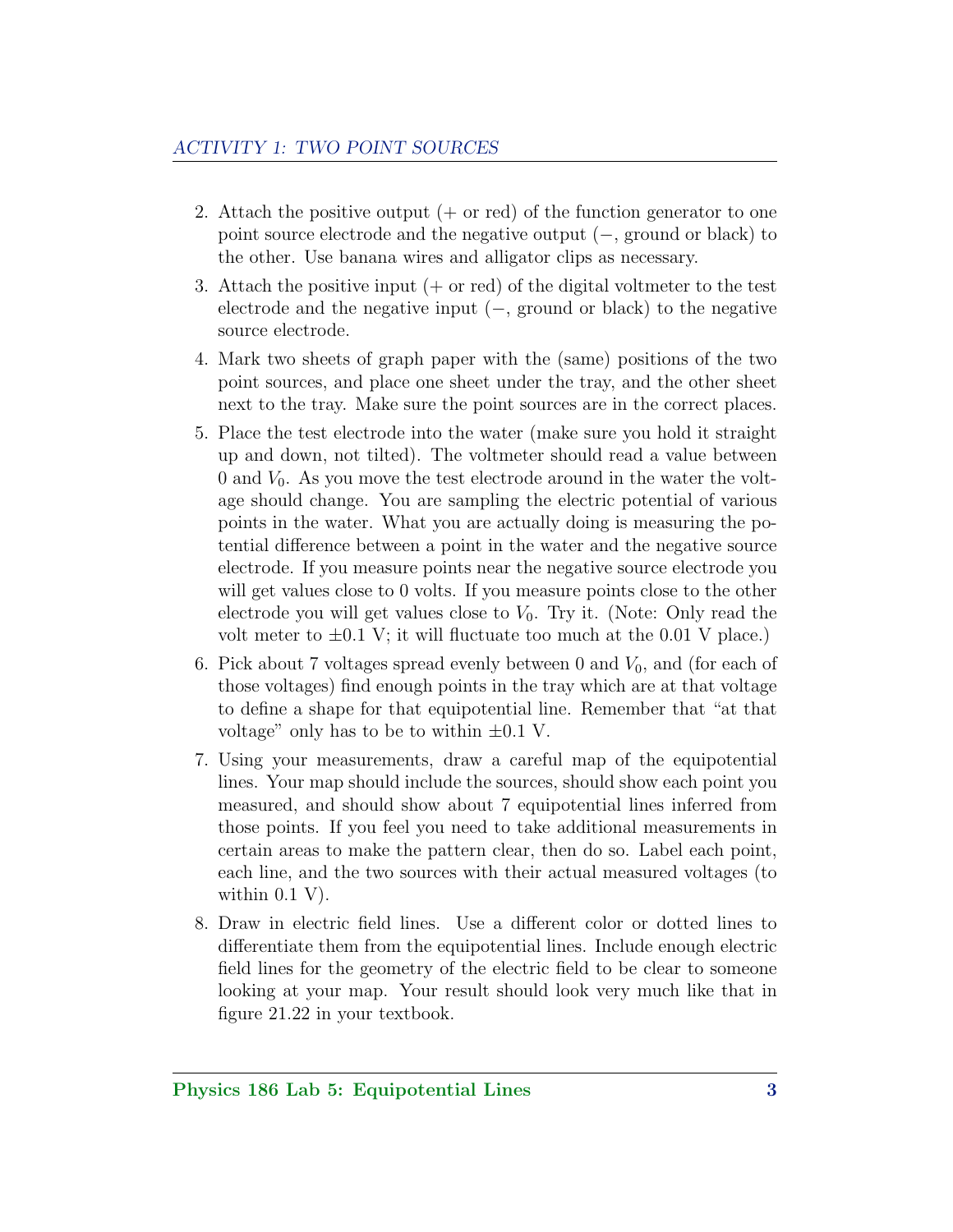2. Attach the positive output (+ or red) of the function generator to one point source electrode and the negative output (−, ground or black) to the other. Use banana wires and alligator clips as necessary.
3. Attach the positive input (+ or red) of the digital voltmeter to the test electrode and the negative input (−, ground or black) to the negative source electrode.
4. Mark two sheets of graph paper with the (same) positions of the two point sources, and place one sheet under the tray, and the other sheet next to the tray. Make sure the point sources are in the correct places.
5. Place the test electrode into the water (make sure you hold it straight up and down, not tilted). The voltmeter should read a value between 0 and $V_0$. As you move the test electrode around in the water the voltage should change. You are sampling the electric potential of various points in the water. What you are actually doing is measuring the potential difference between a point in the water and the negative source electrode. If you measure points near the negative source electrode you will get values close to 0 volts. If you measure points close to the other electrode you will get values close to $V_0$. Try it. (Note: Only read the volt meter to $\pm 0.1$ V; it will fluctuate too much at the 0.01 V place.)
6. Pick about 7 voltages spread evenly between 0 and $V_0$, and (for each of those voltages) find enough points in the tray which are at that voltage to define a shape for that equipotential line. Remember that "at that voltage" only has to be to within $\pm 0.1$ V.
7. Using your measurements, draw a careful map of the equipotential lines. Your map should include the sources, should show each point you measured, and should show about 7 equipotential lines inferred from those points. If you feel you need to take additional measurements in certain areas to make the pattern clear, then do so. Label each point, each line, and the two sources with their actual measured voltages (to within 0.1 V).
8. Draw in electric field lines. Use a different color or dotted lines to differentiate them from the equipotential lines. Include enough electric field lines for the geometry of the electric field to be clear to someone looking at your map. Your result should look very much like that in figure 21.22 in your textbook.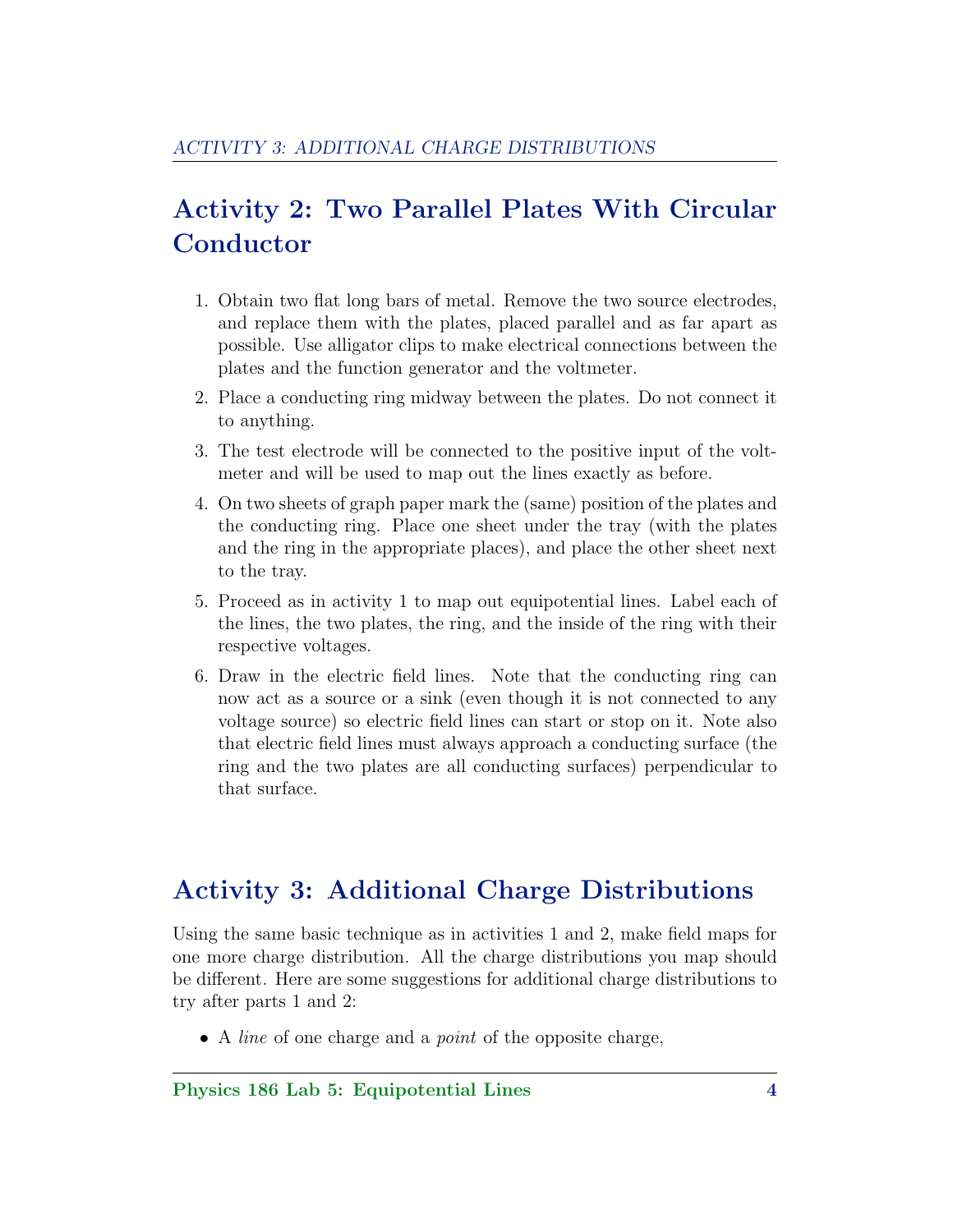## Activity 2: Two Parallel Plates With Circular Conductor

1. Obtain two flat long bars of metal. Remove the two source electrodes, and replace them with the plates, placed parallel and as far apart as possible. Use alligator clips to make electrical connections between the plates and the function generator and the voltmeter.
2. Place a conducting ring midway between the plates. Do not connect it to anything.
3. The test electrode will be connected to the positive input of the voltmeter and will be used to map out the lines exactly as before.
4. On two sheets of graph paper mark the (same) position of the plates and the conducting ring. Place one sheet under the tray (with the plates and the ring in the appropriate places), and place the other sheet next to the tray.
5. Proceed as in activity 1 to map out equipotential lines. Label each of the lines, the two plates, the ring, and the inside of the ring with their respective voltages.
6. Draw in the electric field lines. Note that the conducting ring can now act as a source or a sink (even though it is not connected to any voltage source) so electric field lines can start or stop on it. Note also that electric field lines must always approach a conducting surface (the ring and the two plates are all conducting surfaces) perpendicular to that surface.

## Activity 3: Additional Charge Distributions

Using the same basic technique as in activities 1 and 2, make field maps for one more charge distribution. All the charge distributions you map should be different. Here are some suggestions for additional charge distributions to try after parts 1 and 2:

- A *line* of one charge and a *point* of the opposite charge,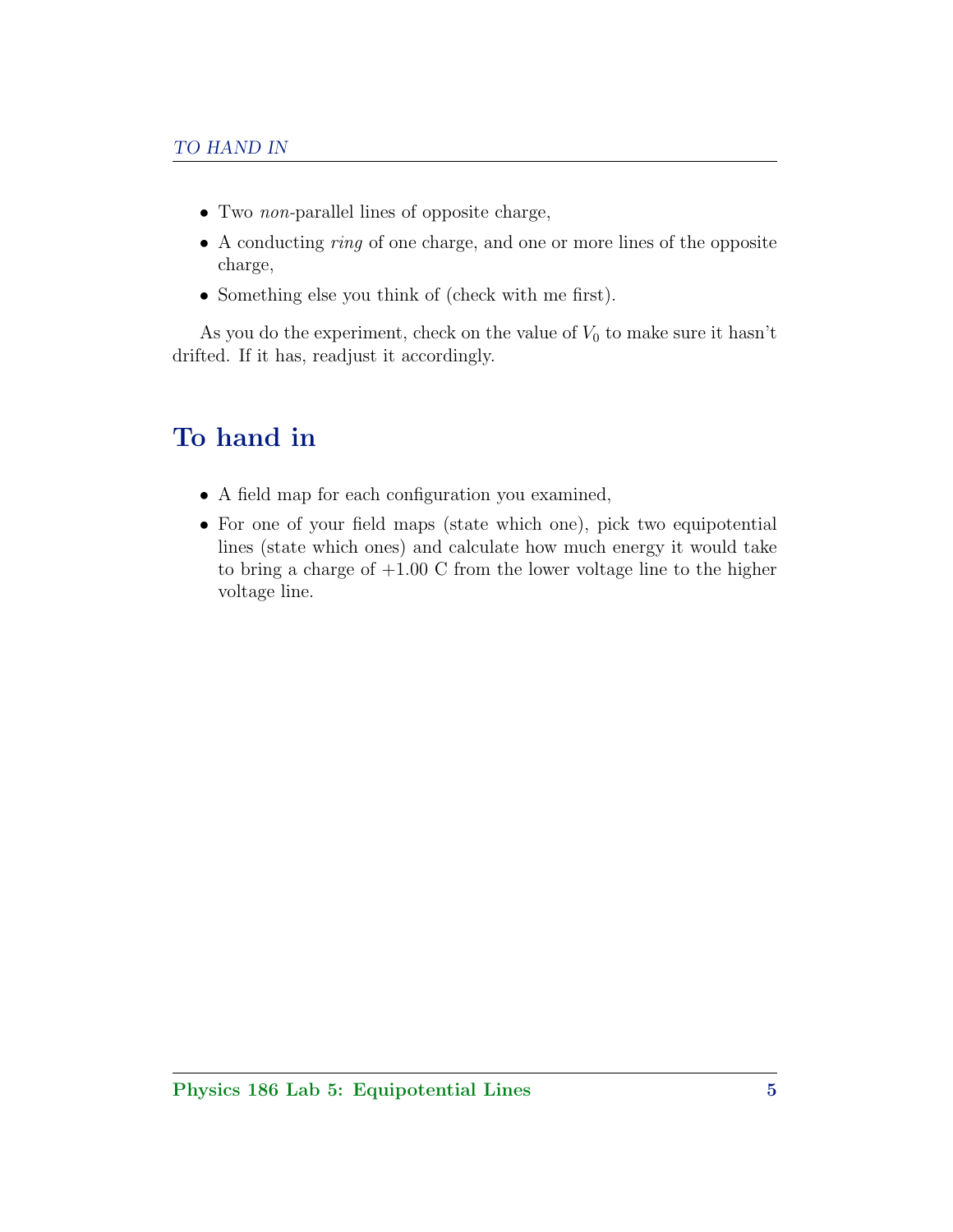- Two *non*-parallel lines of opposite charge,
- A conducting *ring* of one charge, and one or more lines of the opposite charge,
- Something else you think of (check with me first).

As you do the experiment, check on the value of $V_0$ to make sure it hasn't drifted. If it has, readjust it accordingly.

## To hand in

- A field map for each configuration you examined,
- For one of your field maps (state which one), pick two equipotential lines (state which ones) and calculate how much energy it would take to bring a charge of $+1.00$ C from the lower voltage line to the higher voltage line.